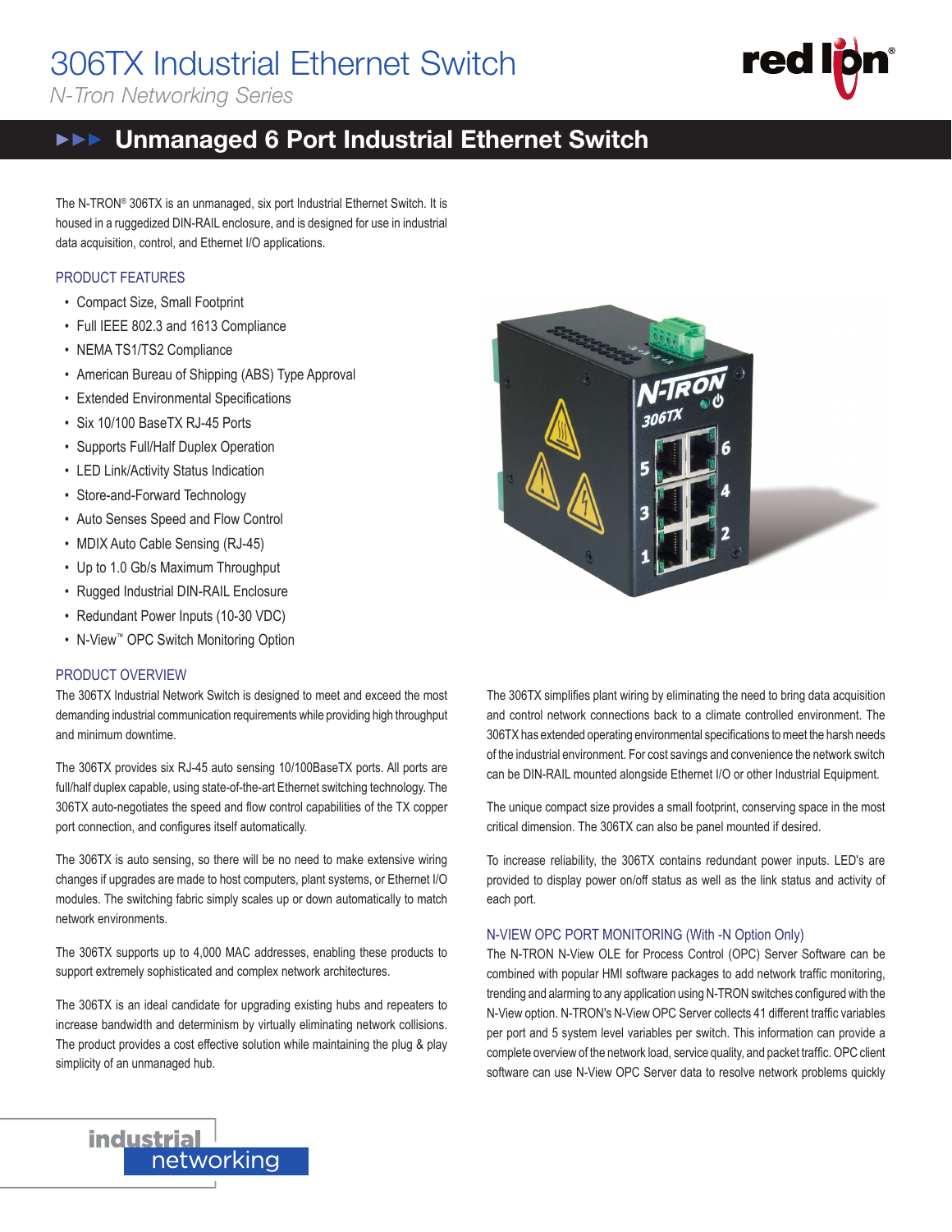# 306TX Industrial Ethernet Switch

*N-Tron Networking Series*

## ▶▶▶ Unmanaged 6 Port Industrial Ethernet Switch

The N-TRON® 306TX is an unmanaged, six port Industrial Ethernet Switch. It is housed in a ruggedized DIN-RAIL enclosure, and is designed for use in industrial data acquisition, control, and Ethernet I/O applications.

### PRODUCT FEATURES

- Compact Size, Small Footprint
- Full IEEE 802.3 and 1613 Compliance
- NEMA TS1/TS2 Compliance
- American Bureau of Shipping (ABS) Type Approval
- Extended Environmental Specifications
- Six 10/100 BaseTX RJ-45 Ports
- Supports Full/Half Duplex Operation
- LED Link/Activity Status Indication
- Store-and-Forward Technology
- Auto Senses Speed and Flow Control
- MDIX Auto Cable Sensing (RJ-45)
- Up to 1.0 Gb/s Maximum Throughput
- Rugged Industrial DIN-RAIL Enclosure
- Redundant Power Inputs (10-30 VDC)
- N-View™ OPC Switch Monitoring Option

### PRODUCT OVERVIEW

The 306TX Industrial Network Switch is designed to meet and exceed the most demanding industrial communication requirements while providing high throughput and minimum downtime.

The 306TX provides six RJ-45 auto sensing 10/100BaseTX ports. All ports are full/half duplex capable, using state-of-the-art Ethernet switching technology. The 306TX auto-negotiates the speed and flow control capabilities of the TX copper port connection, and configures itself automatically.

The 306TX is auto sensing, so there will be no need to make extensive wiring changes if upgrades are made to host computers, plant systems, or Ethernet I/O modules. The switching fabric simply scales up or down automatically to match network environments.

The 306TX supports up to 4,000 MAC addresses, enabling these products to support extremely sophisticated and complex network architectures.

The 306TX is an ideal candidate for upgrading existing hubs and repeaters to increase bandwidth and determinism by virtually eliminating network collisions. The product provides a cost effective solution while maintaining the plug & play simplicity of an unmanaged hub.

The 306TX simplifies plant wiring by eliminating the need to bring data acquisition and control network connections back to a climate controlled environment. The 306TX has extended operating environmental specifications to meet the harsh needs of the industrial environment. For cost savings and convenience the network switch can be DIN-RAIL mounted alongside Ethernet I/O or other Industrial Equipment.

The unique compact size provides a small footprint, conserving space in the most critical dimension. The 306TX can also be panel mounted if desired.

To increase reliability, the 306TX contains redundant power inputs. LED's are provided to display power on/off status as well as the link status and activity of each port.

### N-VIEW OPC PORT MONITORING (With -N Option Only)

The N-TRON N-View OLE for Process Control (OPC) Server Software can be combined with popular HMI software packages to add network traffic monitoring, trending and alarming to any application using N-TRON switches configured with the N-View option. N-TRON's N-View OPC Server collects 41 different traffic variables per port and 5 system level variables per switch. This information can provide a complete overview of the network load, service quality, and packet traffic. OPC client software can use N-View OPC Server data to resolve network problems quickly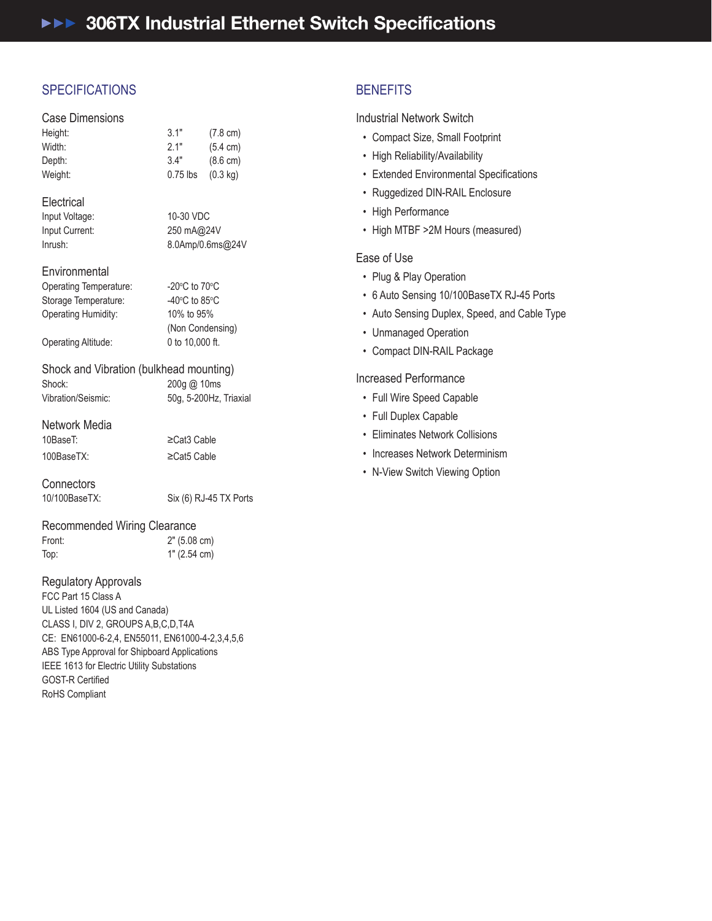# 306TX Industrial Ethernet Switch Specifications

## SPECIFICATIONS

### Case Dimensions

| | | |
|---|---|---|
| Height: | 3.1" | (7.8 cm) |
| Width: | 2.1" | (5.4 cm) |
| Depth: | 3.4" | (8.6 cm) |
| Weight: | 0.75 lbs | (0.3 kg) |

### Electrical

| | |
|---|---|
| Input Voltage: | 10-30 VDC |
| Input Current: | 250 mA@24V |
| Inrush: | 8.0Amp/0.6ms@24V |

### Environmental

| | |
|---|---|
| Operating Temperature: | -20°C to 70°C |
| Storage Temperature: | -40°C to 85°C |
| Operating Humidity: | 10% to 95% (Non Condensing) |
| Operating Altitude: | 0 to 10,000 ft. |

### Shock and Vibration (bulkhead mounting)

| | |
|---|---|
| Shock: | 200g @ 10ms |
| Vibration/Seismic: | 50g, 5-200Hz, Triaxial |

### Network Media

| | |
|---|---|
| 10BaseT: | ≥Cat3 Cable |
| 100BaseTX: | ≥Cat5 Cable |

### Connectors

| | |
|---|---|
| 10/100BaseTX: | Six (6) RJ-45 TX Ports |

### Recommended Wiring Clearance

| | |
|---|---|
| Front: | 2" (5.08 cm) |
| Top: | 1" (2.54 cm) |

### Regulatory Approvals

FCC Part 15 Class A
UL Listed 1604 (US and Canada)
CLASS I, DIV 2, GROUPS A,B,C,D,T4A
CE: EN61000-6-2,4, EN55011, EN61000-4-2,3,4,5,6
ABS Type Approval for Shipboard Applications
IEEE 1613 for Electric Utility Substations
GOST-R Certified
RoHS Compliant

## BENEFITS

### Industrial Network Switch

- Compact Size, Small Footprint
- High Reliability/Availability
- Extended Environmental Specifications
- Ruggedized DIN-RAIL Enclosure
- High Performance
- High MTBF >2M Hours (measured)

### Ease of Use

- Plug & Play Operation
- 6 Auto Sensing 10/100BaseTX RJ-45 Ports
- Auto Sensing Duplex, Speed, and Cable Type
- Unmanaged Operation
- Compact DIN-RAIL Package

### Increased Performance

- Full Wire Speed Capable
- Full Duplex Capable
- Eliminates Network Collisions
- Increases Network Determinism
- N-View Switch Viewing Option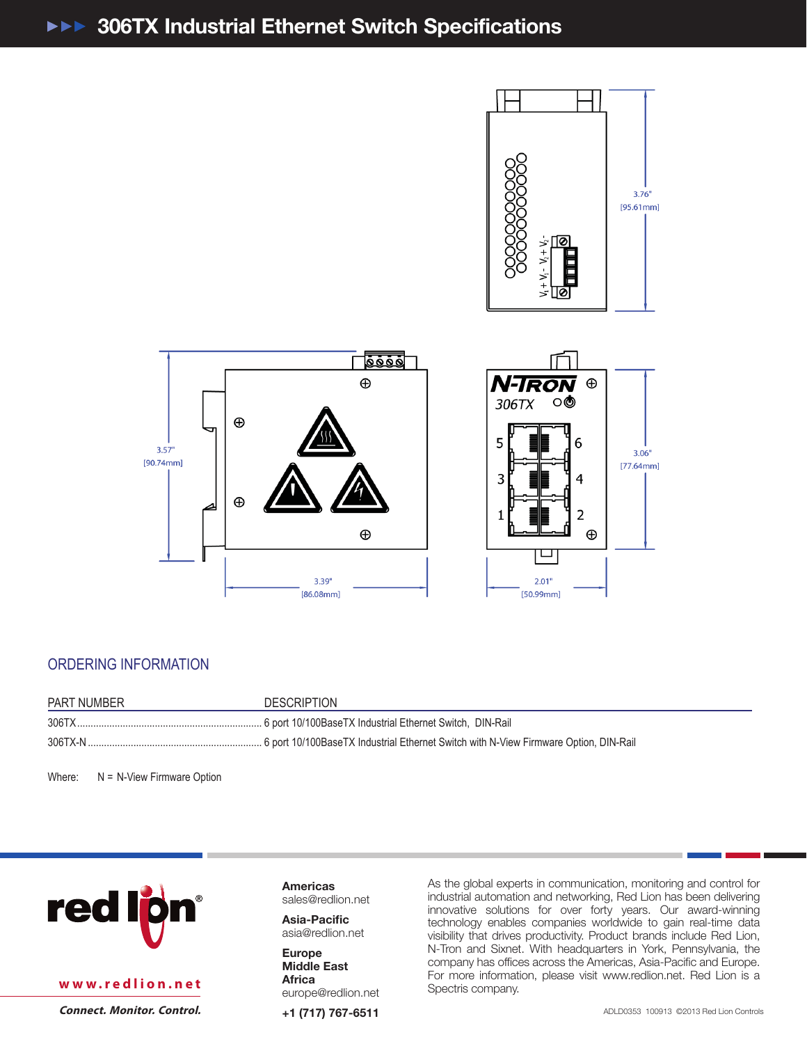# 306TX Industrial Ethernet Switch Specifications

3.76"
[95.61mm]

$V_1+$ $V_1-$ $V_2+$ $V_2-$

3.57"
[90.74mm]

3.39"
[86.08mm]

N-TRON
306TX

5 6
3 4
1 2

3.06"
[77.64mm]

2.01"
[50.99mm]

## ORDERING INFORMATION

| PART NUMBER | DESCRIPTION |
|---|---|
| 306TX | 6 port 10/100BaseTX Industrial Ethernet Switch, DIN-Rail |
| 306TX-N | 6 port 10/100BaseTX Industrial Ethernet Switch with N-View Firmware Option, DIN-Rail |

Where: N = N-View Firmware Option

www.redlion.net

*Connect. Monitor. Control.*

**Americas**
sales@redlion.net

**Asia-Pacific**
asia@redlion.net

**Europe**
**Middle East**
**Africa**
europe@redlion.net

**+1 (717) 767-6511**

As the global experts in communication, monitoring and control for industrial automation and networking, Red Lion has been delivering innovative solutions for over forty years. Our award-winning technology enables companies worldwide to gain real-time data visibility that drives productivity. Product brands include Red Lion, N-Tron and Sixnet. With headquarters in York, Pennsylvania, the company has offices across the Americas, Asia-Pacific and Europe. For more information, please visit www.redlion.net. Red Lion is a Spectris company.

ADLD0353 100913 ©2013 Red Lion Controls